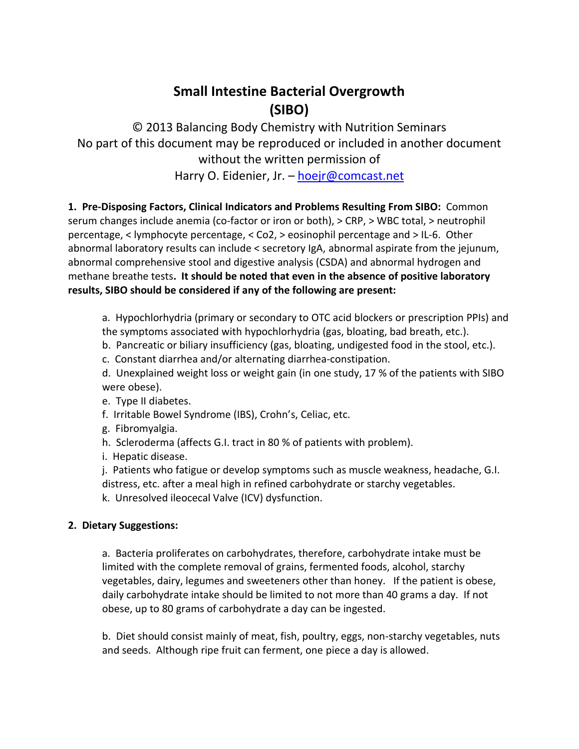# Small Intestine Bacterial Overgrowth (SIBO)

© 2013 Balancing Body Chemistry with Nutrition Seminars
No part of this document may be reproduced or included in another document without the written permission of
Harry O. Eidenier, Jr. – hoejr@comcast.net

**1. Pre-Disposing Factors, Clinical Indicators and Problems Resulting From SIBO:** Common serum changes include anemia (co-factor or iron or both), > CRP, > WBC total, > neutrophil percentage, < lymphocyte percentage, < Co2, > eosinophil percentage and > IL-6. Other abnormal laboratory results can include < secretory IgA, abnormal aspirate from the jejunum, abnormal comprehensive stool and digestive analysis (CSDA) and abnormal hydrogen and methane breathe tests**. It should be noted that even in the absence of positive laboratory results, SIBO should be considered if any of the following are present:**

a. Hypochlorhydria (primary or secondary to OTC acid blockers or prescription PPIs) and the symptoms associated with hypochlorhydria (gas, bloating, bad breath, etc.).
b. Pancreatic or biliary insufficiency (gas, bloating, undigested food in the stool, etc.).
c. Constant diarrhea and/or alternating diarrhea-constipation.
d. Unexplained weight loss or weight gain (in one study, 17 % of the patients with SIBO were obese).
e. Type II diabetes.
f. Irritable Bowel Syndrome (IBS), Crohn's, Celiac, etc.
g. Fibromyalgia.
h. Scleroderma (affects G.I. tract in 80 % of patients with problem).
i. Hepatic disease.
j. Patients who fatigue or develop symptoms such as muscle weakness, headache, G.I. distress, etc. after a meal high in refined carbohydrate or starchy vegetables.
k. Unresolved ileocecal Valve (ICV) dysfunction.

**2. Dietary Suggestions:**

a. Bacteria proliferates on carbohydrates, therefore, carbohydrate intake must be limited with the complete removal of grains, fermented foods, alcohol, starchy vegetables, dairy, legumes and sweeteners other than honey. If the patient is obese, daily carbohydrate intake should be limited to not more than 40 grams a day. If not obese, up to 80 grams of carbohydrate a day can be ingested.

b. Diet should consist mainly of meat, fish, poultry, eggs, non-starchy vegetables, nuts and seeds. Although ripe fruit can ferment, one piece a day is allowed.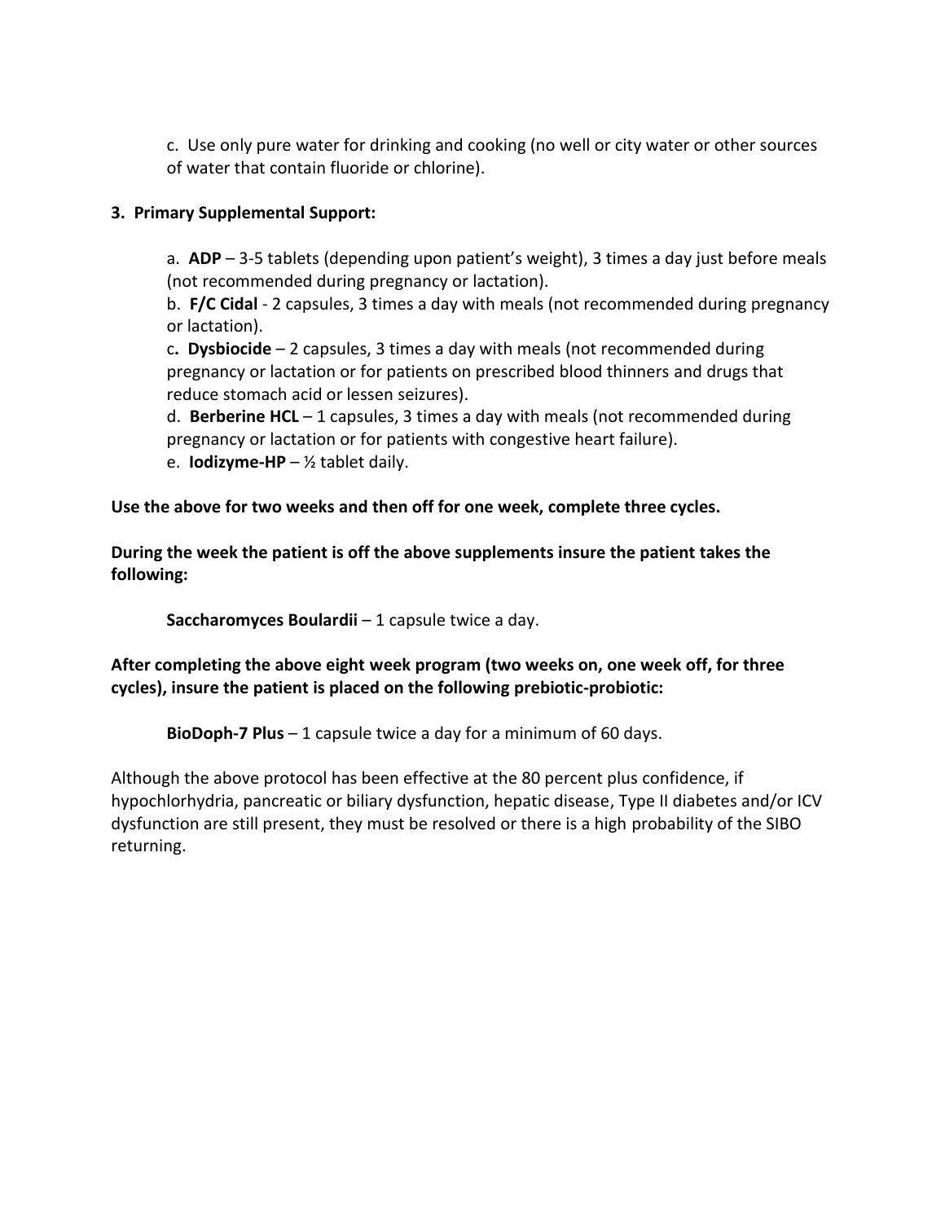c. Use only pure water for drinking and cooking (no well or city water or other sources of water that contain fluoride or chlorine).

**3. Primary Supplemental Support:**

a. **ADP** – 3-5 tablets (depending upon patient's weight), 3 times a day just before meals (not recommended during pregnancy or lactation).
b. **F/C Cidal** - 2 capsules, 3 times a day with meals (not recommended during pregnancy or lactation).
c**. Dysbiocide** – 2 capsules, 3 times a day with meals (not recommended during pregnancy or lactation or for patients on prescribed blood thinners and drugs that reduce stomach acid or lessen seizures).
d. **Berberine HCL** – 1 capsules, 3 times a day with meals (not recommended during pregnancy or lactation or for patients with congestive heart failure).
e. **Iodizyme-HP** – ½ tablet daily.

**Use the above for two weeks and then off for one week, complete three cycles.**

**During the week the patient is off the above supplements insure the patient takes the following:**

**Saccharomyces Boulardii** – 1 capsule twice a day.

**After completing the above eight week program (two weeks on, one week off, for three cycles), insure the patient is placed on the following prebiotic-probiotic:**

**BioDoph-7 Plus** – 1 capsule twice a day for a minimum of 60 days.

Although the above protocol has been effective at the 80 percent plus confidence, if hypochlorhydria, pancreatic or biliary dysfunction, hepatic disease, Type II diabetes and/or ICV dysfunction are still present, they must be resolved or there is a high probability of the SIBO returning.